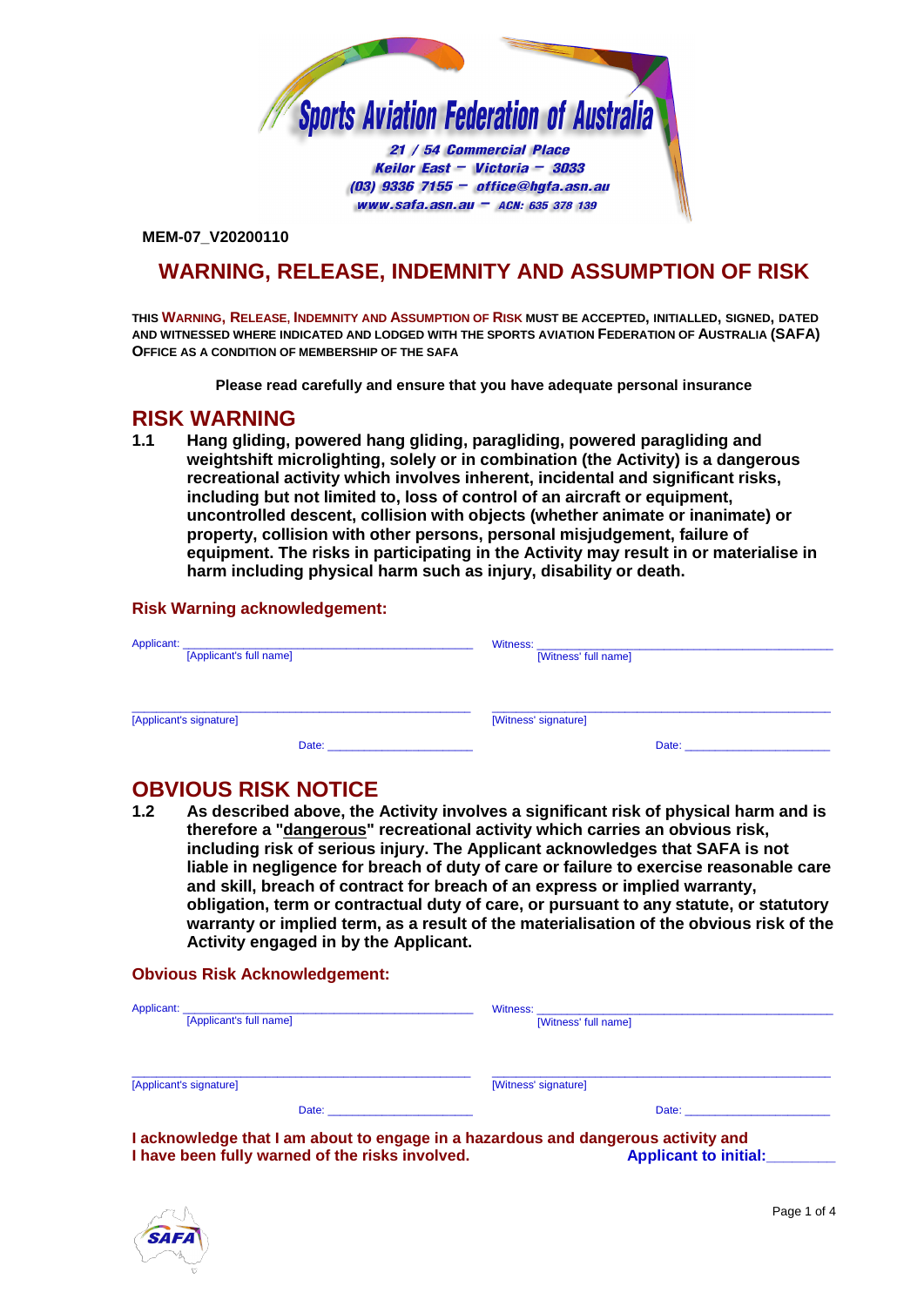Sports Aviation Federation of Australia

21 / 54 Commercial Place
Keilor East – Victoria – 3033
(03) 9336 7155 – office@hgfa.asn.au
www.safa.asn.au – ACN: 635 378 139

**MEM-07_V20200110**

# WARNING, RELEASE, INDEMNITY AND ASSUMPTION OF RISK

**THIS WARNING, RELEASE, INDEMNITY AND ASSUMPTION OF RISK MUST BE ACCEPTED, INITIALLED, SIGNED, DATED AND WITNESSED WHERE INDICATED AND LODGED WITH THE SPORTS AVIATION FEDERATION OF AUSTRALIA (SAFA) OFFICE AS A CONDITION OF MEMBERSHIP OF THE SAFA**

**Please read carefully and ensure that you have adequate personal insurance**

## RISK WARNING

**1.1 Hang gliding, powered hang gliding, paragliding, powered paragliding and weightshift microlighting, solely or in combination (the Activity) is a dangerous recreational activity which involves inherent, incidental and significant risks, including but not limited to, loss of control of an aircraft or equipment, uncontrolled descent, collision with objects (whether animate or inanimate) or property, collision with other persons, personal misjudgement, failure of equipment. The risks in participating in the Activity may result in or materialise in harm including physical harm such as injury, disability or death.**

### Risk Warning acknowledgement:

| | |
|---|---|
| Applicant: ____________________ [Applicant's full name] | Witness: ____________________ [Witness' full name] |
| ____________________ [Applicant's signature] | ____________________ [Witness' signature] |
| Date: ____________________ | Date: ____________________ |

## OBVIOUS RISK NOTICE

**1.2 As described above, the Activity involves a significant risk of physical harm and is therefore a "<u>dangerous</u>" recreational activity which carries an obvious risk, including risk of serious injury. The Applicant acknowledges that SAFA is not liable in negligence for breach of duty of care or failure to exercise reasonable care and skill, breach of contract for breach of an express or implied warranty, obligation, term or contractual duty of care, or pursuant to any statute, or statutory warranty or implied term, as a result of the materialisation of the obvious risk of the Activity engaged in by the Applicant.**

### Obvious Risk Acknowledgement:

| | |
|---|---|
| Applicant: ____________________ [Applicant's full name] | Witness: ____________________ [Witness' full name] |
| ____________________ [Applicant's signature] | ____________________ [Witness' signature] |
| Date: ____________________ | Date: ____________________ |

**I acknowledge that I am about to engage in a hazardous and dangerous activity and I have been fully warned of the risks involved.** **Applicant to initial:________**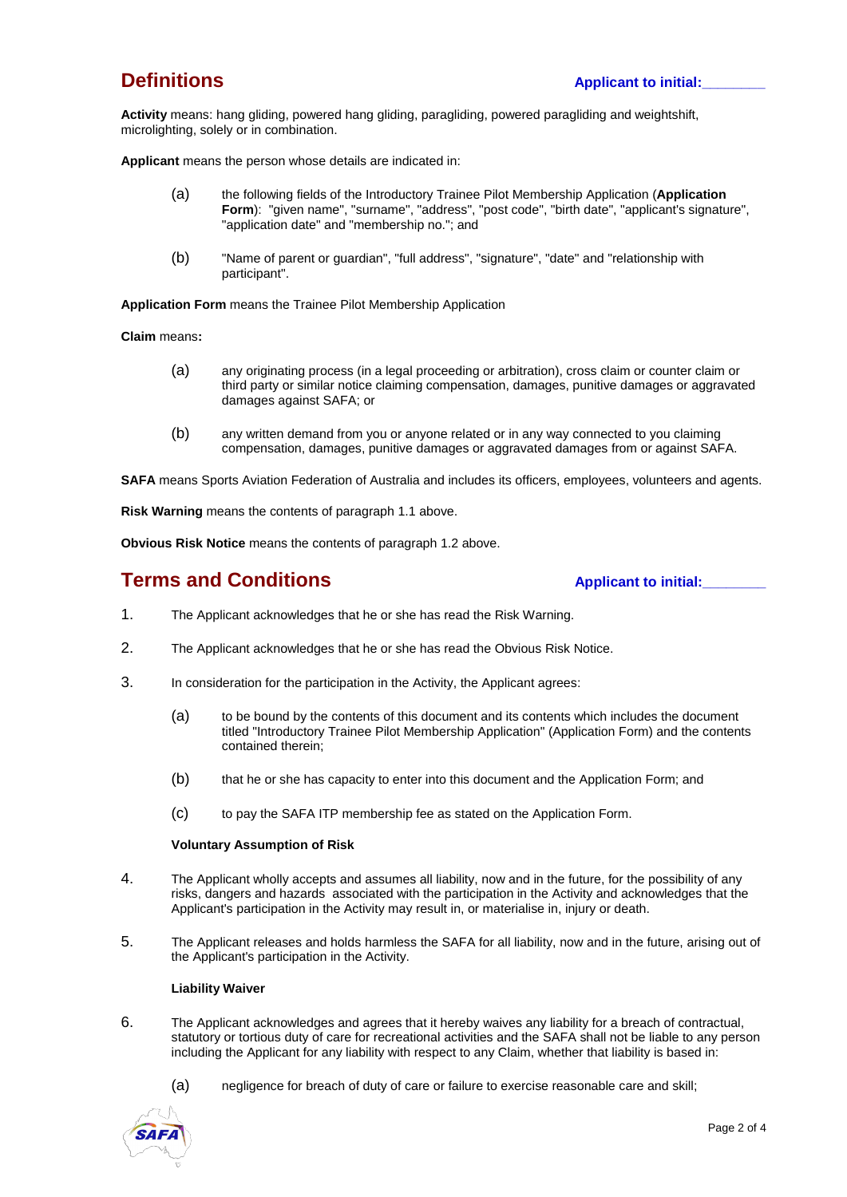## Definitions

**Applicant to initial:________**

**Activity** means: hang gliding, powered hang gliding, paragliding, powered paragliding and weightshift, microlighting, solely or in combination.

**Applicant** means the person whose details are indicated in:

(a) the following fields of the Introductory Trainee Pilot Membership Application (**Application Form**): "given name", "surname", "address", "post code", "birth date", "applicant's signature", "application date" and "membership no."; and

(b) "Name of parent or guardian", "full address", "signature", "date" and "relationship with participant".

**Application Form** means the Trainee Pilot Membership Application

**Claim** means**:**

(a) any originating process (in a legal proceeding or arbitration), cross claim or counter claim or third party or similar notice claiming compensation, damages, punitive damages or aggravated damages against SAFA; or

(b) any written demand from you or anyone related or in any way connected to you claiming compensation, damages, punitive damages or aggravated damages from or against SAFA.

**SAFA** means Sports Aviation Federation of Australia and includes its officers, employees, volunteers and agents.

**Risk Warning** means the contents of paragraph 1.1 above.

**Obvious Risk Notice** means the contents of paragraph 1.2 above.

## Terms and Conditions

**Applicant to initial:________**

1. The Applicant acknowledges that he or she has read the Risk Warning.

2. The Applicant acknowledges that he or she has read the Obvious Risk Notice.

3. In consideration for the participation in the Activity, the Applicant agrees:

   (a) to be bound by the contents of this document and its contents which includes the document titled "Introductory Trainee Pilot Membership Application" (Application Form) and the contents contained therein;

   (b) that he or she has capacity to enter into this document and the Application Form; and

   (c) to pay the SAFA ITP membership fee as stated on the Application Form.

   **Voluntary Assumption of Risk**

4. The Applicant wholly accepts and assumes all liability, now and in the future, for the possibility of any risks, dangers and hazards associated with the participation in the Activity and acknowledges that the Applicant's participation in the Activity may result in, or materialise in, injury or death.

5. The Applicant releases and holds harmless the SAFA for all liability, now and in the future, arising out of the Applicant's participation in the Activity.

   **Liability Waiver**

6. The Applicant acknowledges and agrees that it hereby waives any liability for a breach of contractual, statutory or tortious duty of care for recreational activities and the SAFA shall not be liable to any person including the Applicant for any liability with respect to any Claim, whether that liability is based in:

   (a) negligence for breach of duty of care or failure to exercise reasonable care and skill;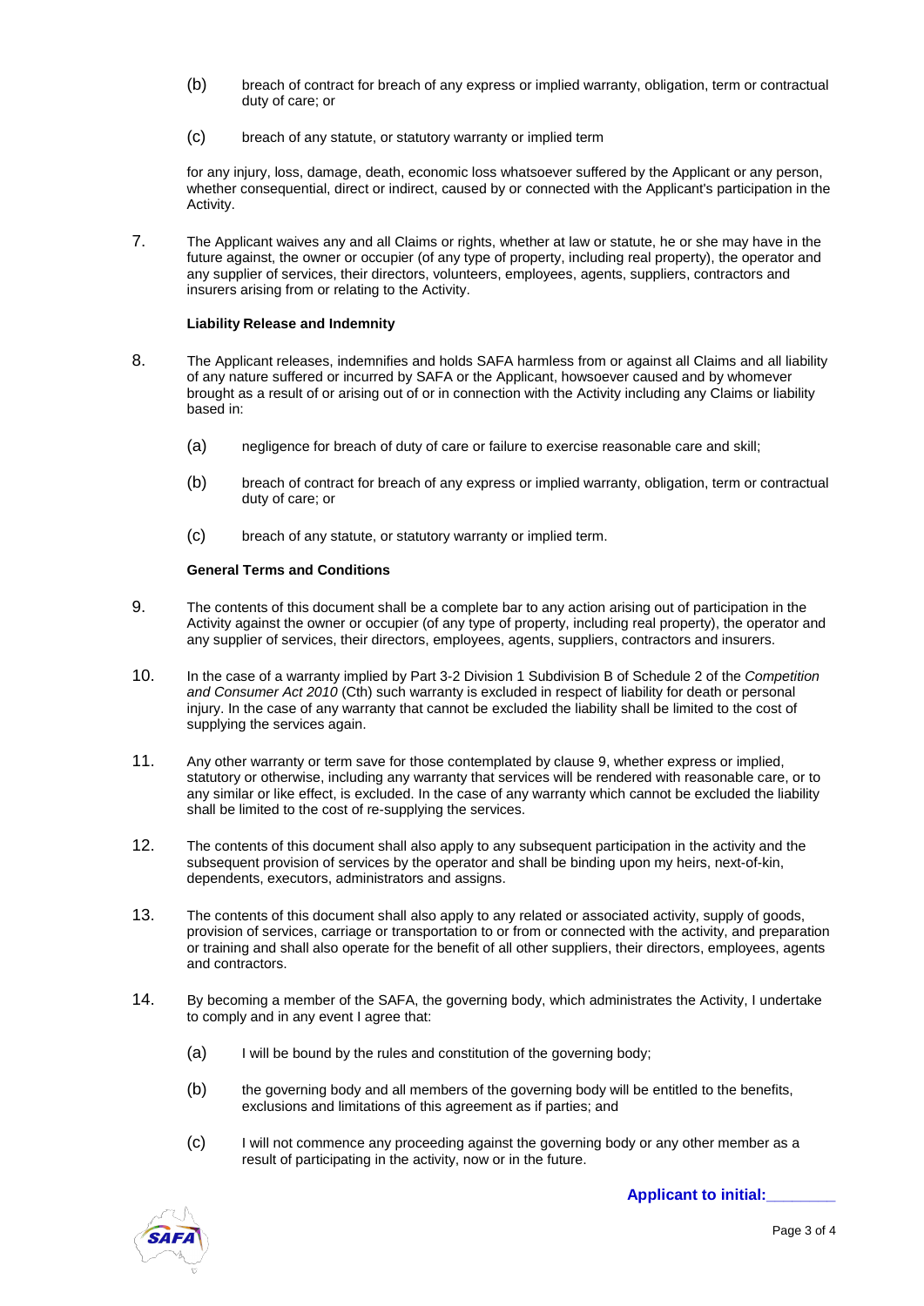(b) breach of contract for breach of any express or implied warranty, obligation, term or contractual duty of care; or

(c) breach of any statute, or statutory warranty or implied term

for any injury, loss, damage, death, economic loss whatsoever suffered by the Applicant or any person, whether consequential, direct or indirect, caused by or connected with the Applicant's participation in the Activity.

7. The Applicant waives any and all Claims or rights, whether at law or statute, he or she may have in the future against, the owner or occupier (of any type of property, including real property), the operator and any supplier of services, their directors, volunteers, employees, agents, suppliers, contractors and insurers arising from or relating to the Activity.

**Liability Release and Indemnity**

8. The Applicant releases, indemnifies and holds SAFA harmless from or against all Claims and all liability of any nature suffered or incurred by SAFA or the Applicant, howsoever caused and by whomever brought as a result of or arising out of or in connection with the Activity including any Claims or liability based in:

   (a) negligence for breach of duty of care or failure to exercise reasonable care and skill;

   (b) breach of contract for breach of any express or implied warranty, obligation, term or contractual duty of care; or

   (c) breach of any statute, or statutory warranty or implied term.

**General Terms and Conditions**

9. The contents of this document shall be a complete bar to any action arising out of participation in the Activity against the owner or occupier (of any type of property, including real property), the operator and any supplier of services, their directors, employees, agents, suppliers, contractors and insurers.

10. In the case of a warranty implied by Part 3-2 Division 1 Subdivision B of Schedule 2 of the *Competition and Consumer Act 2010* (Cth) such warranty is excluded in respect of liability for death or personal injury. In the case of any warranty that cannot be excluded the liability shall be limited to the cost of supplying the services again.

11. Any other warranty or term save for those contemplated by clause 9, whether express or implied, statutory or otherwise, including any warranty that services will be rendered with reasonable care, or to any similar or like effect, is excluded. In the case of any warranty which cannot be excluded the liability shall be limited to the cost of re-supplying the services.

12. The contents of this document shall also apply to any subsequent participation in the activity and the subsequent provision of services by the operator and shall be binding upon my heirs, next-of-kin, dependents, executors, administrators and assigns.

13. The contents of this document shall also apply to any related or associated activity, supply of goods, provision of services, carriage or transportation to or from or connected with the activity, and preparation or training and shall also operate for the benefit of all other suppliers, their directors, employees, agents and contractors.

14. By becoming a member of the SAFA, the governing body, which administrates the Activity, I undertake to comply and in any event I agree that:

   (a) I will be bound by the rules and constitution of the governing body;

   (b) the governing body and all members of the governing body will be entitled to the benefits, exclusions and limitations of this agreement as if parties; and

   (c) I will not commence any proceeding against the governing body or any other member as a result of participating in the activity, now or in the future.

**Applicant to initial:________**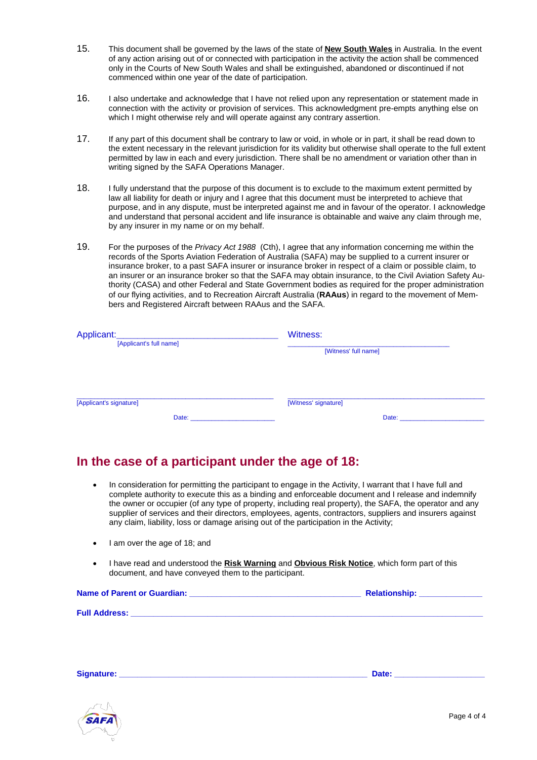15. This document shall be governed by the laws of the state of **New South Wales** in Australia. In the event of any action arising out of or connected with participation in the activity the action shall be commenced only in the Courts of New South Wales and shall be extinguished, abandoned or discontinued if not commenced within one year of the date of participation.

16. I also undertake and acknowledge that I have not relied upon any representation or statement made in connection with the activity or provision of services. This acknowledgment pre-empts anything else on which I might otherwise rely and will operate against any contrary assertion.

17. If any part of this document shall be contrary to law or void, in whole or in part, it shall be read down to the extent necessary in the relevant jurisdiction for its validity but otherwise shall operate to the full extent permitted by law in each and every jurisdiction. There shall be no amendment or variation other than in writing signed by the SAFA Operations Manager.

18. I fully understand that the purpose of this document is to exclude to the maximum extent permitted by law all liability for death or injury and I agree that this document must be interpreted to achieve that purpose, and in any dispute, must be interpreted against me and in favour of the operator. I acknowledge and understand that personal accident and life insurance is obtainable and waive any claim through me, by any insurer in my name or on my behalf.

19. For the purposes of the *Privacy Act 1988* (Cth), I agree that any information concerning me within the records of the Sports Aviation Federation of Australia (SAFA) may be supplied to a current insurer or insurance broker, to a past SAFA insurer or insurance broker in respect of a claim or possible claim, to an insurer or an insurance broker so that the SAFA may obtain insurance, to the Civil Aviation Safety Authority (CASA) and other Federal and State Government bodies as required for the proper administration of our flying activities, and to Recreation Aircraft Australia (**RAAus**) in regard to the movement of Members and Registered Aircraft between RAAus and the SAFA.

Applicant:___________________________________
[Applicant's full name]

Witness: ___________________________________
[Witness' full name]

_____________________________________________
[Applicant's signature]

Date: _______________________

_____________________________________________
[Witness' signature]

Date: _______________________

## In the case of a participant under the age of 18:

- In consideration for permitting the participant to engage in the Activity, I warrant that I have full and complete authority to execute this as a binding and enforceable document and I release and indemnify the owner or occupier (of any type of property, including real property), the SAFA, the operator and any supplier of services and their directors, employees, agents, contractors, suppliers and insurers against any claim, liability, loss or damage arising out of the participation in the Activity;
- I am over the age of 18; and
- I have read and understood the **Risk Warning** and **Obvious Risk Notice**, which form part of this document, and have conveyed them to the participant.

**Name of Parent or Guardian:** _____________________________________ **Relationship:** ______________

**Full Address:** ___________________________________________________________________________

**Signature:** _____________________________________________________ **Date:** ___________________